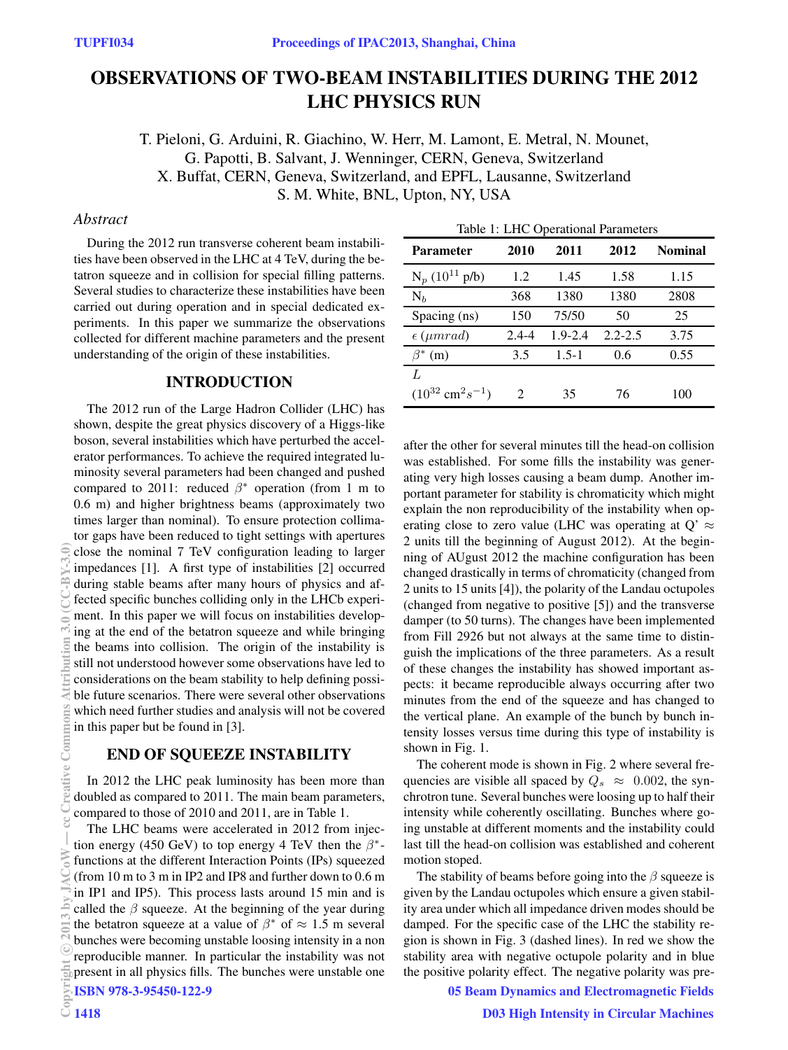# OBSERVATIONS OF TWO-BEAM INSTABILITIES DURING THE 2012 LHC PHYSICS RUN

T. Pieloni, G. Arduini, R. Giachino, W. Herr, M. Lamont, E. Metral, N. Mounet, G. Papotti, B. Salvant, J. Wenninger, CERN, Geneva, Switzerland
X. Buffat, CERN, Geneva, Switzerland, and EPFL, Lausanne, Switzerland
S. M. White, BNL, Upton, NY, USA

### *Abstract*

During the 2012 run transverse coherent beam instabilities have been observed in the LHC at 4 TeV, during the betatron squeeze and in collision for special filling patterns. Several studies to characterize these instabilities have been carried out during operation and in special dedicated experiments. In this paper we summarize the observations collected for different machine parameters and the present understanding of the origin of these instabilities.

## INTRODUCTION

The 2012 run of the Large Hadron Collider (LHC) has shown, despite the great physics discovery of a Higgs-like boson, several instabilities which have perturbed the accelerator performances. To achieve the required integrated luminosity several parameters had been changed and pushed compared to 2011: reduced $\beta^*$ operation (from 1 m to 0.6 m) and higher brightness beams (approximately two times larger than nominal). To ensure protection collimator gaps have been reduced to tight settings with apertures close the nominal 7 TeV configuration leading to larger impedances [1]. A first type of instabilities [2] occurred during stable beams after many hours of physics and affected specific bunches colliding only in the LHCb experiment. In this paper we will focus on instabilities developing at the end of the betatron squeeze and while bringing the beams into collision. The origin of the instability is still not understood however some observations have led to considerations on the beam stability to help defining possible future scenarios. There were several other observations which need further studies and analysis will not be covered in this paper but be found in [3].

## END OF SQUEEZE INSTABILITY

In 2012 the LHC peak luminosity has been more than doubled as compared to 2011. The main beam parameters, compared to those of 2010 and 2011, are in Table 1.

Table 1: LHC Operational Parameters

| Parameter | 2010 | 2011 | 2012 | Nominal |
|---|---|---|---|---|
| $N_p$ ($10^{11}$ p/b) | 1.2 | 1.45 | 1.58 | 1.15 |
| $N_b$ | 368 | 1380 | 1380 | 2808 |
| Spacing (ns) | 150 | 75/50 | 50 | 25 |
| $\epsilon$ ($\mu mrad$) | 2.4-4 | 1.9-2.4 | 2.2-2.5 | 3.75 |
| $\beta^*$ (m) | 3.5 | 1.5-1 | 0.6 | 0.55 |
| $L$ ($10^{32}$ cm$^2 s^{-1}$) | 2 | 35 | 76 | 100 |

The LHC beams were accelerated in 2012 from injection energy (450 GeV) to top energy 4 TeV then the $\beta^*$-functions at the different Interaction Points (IPs) squeezed (from 10 m to 3 m in IP2 and IP8 and further down to 0.6 m in IP1 and IP5). This process lasts around 15 min and is called the $\beta$ squeeze. At the beginning of the year during the betatron squeeze at a value of $\beta^*$ of $\approx$ 1.5 m several bunches were becoming unstable loosing intensity in a non reproducible manner. In particular the instability was not present in all physics fills. The bunches were unstable one after the other for several minutes till the head-on collision was established. For some fills the instability was generating very high losses causing a beam dump. Another important parameter for stability is chromaticity which might explain the non reproducibility of the instability when operating close to zero value (LHC was operating at Q' $\approx$ 2 units till the beginning of August 2012). At the beginning of AUgust 2012 the machine configuration has been changed drastically in terms of chromaticity (changed from 2 units to 15 units [4]), the polarity of the Landau octupoles (changed from negative to positive [5]) and the transverse damper (to 50 turns). The changes have been implemented from Fill 2926 but not always at the same time to distinguish the implications of the three parameters. As a result of these changes the instability has showed important aspects: it became reproducible always occurring after two minutes from the end of the squeeze and has changed to the vertical plane. An example of the bunch by bunch intensity losses versus time during this type of instability is shown in Fig. 1.

The coherent mode is shown in Fig. 2 where several frequencies are visible all spaced by $Q_s \approx 0.002$, the synchrotron tune. Several bunches were loosing up to half their intensity while coherently oscillating. Bunches where going unstable at different moments and the instability could last till the head-on collision was established and coherent motion stoped.

The stability of beams before going into the $\beta$ squeeze is given by the Landau octupoles which ensure a given stability area under which all impedance driven modes should be damped. For the specific case of the LHC the stability region is shown in Fig. 3 (dashed lines). In red we show the stability area with negative octupole polarity and in blue the positive polarity effect. The negative polarity was pre-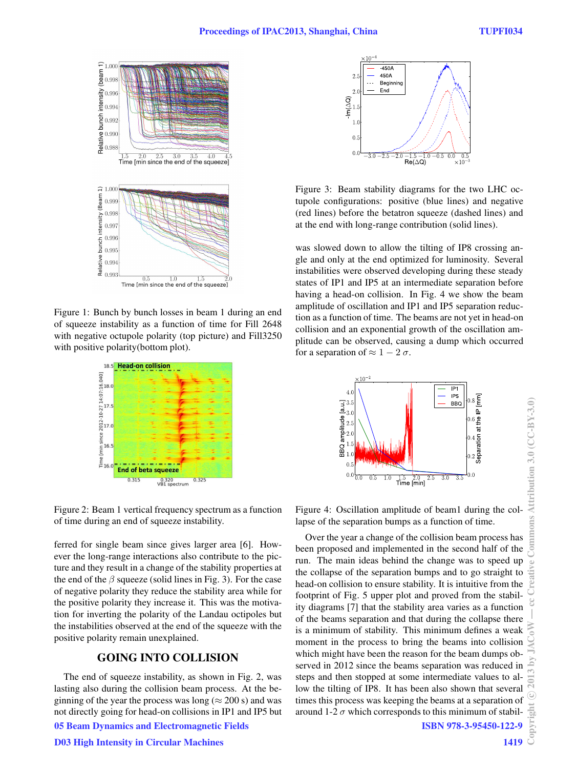Figure 1: Bunch by bunch losses in beam 1 during an end of squeeze instability as a function of time for Fill 2648 with negative octupole polarity (top picture) and Fill3250 with positive polarity(bottom plot).

Figure 2: Beam 1 vertical frequency spectrum as a function of time during an end of squeeze instability.

ferred for single beam since gives larger area [6]. However the long-range interactions also contribute to the picture and they result in a change of the stability properties at the end of the $\beta$ squeeze (solid lines in Fig. 3). For the case of negative polarity they reduce the stability area while for the positive polarity they increase it. This was the motivation for inverting the polarity of the Landau octipoles but the instabilities observed at the end of the squeeze with the positive polarity remain unexplained.

## GOING INTO COLLISION

The end of squeeze instability, as shown in Fig. 2, was lasting also during the collision beam process. At the beginning of the year the process was long ($\approx 200$ s) and was not directly going for head-on collisions in IP1 and IP5 but was slowed down to allow the tilting of IP8 crossing angle and only at the end optimized for luminosity. Several instabilities were observed developing during these steady states of IP1 and IP5 at an intermediate separation before having a head-on collision. In Fig. 4 we show the beam amplitude of oscillation and IP1 and IP5 separation reduction as a function of time. The beams are not yet in head-on collision and an exponential growth of the oscillation amplitude can be observed, causing a dump which occurred for a separation of $\approx 1-2\,\sigma$.

Figure 3: Beam stability diagrams for the two LHC octupole configurations: positive (blue lines) and negative (red lines) before the betatron squeeze (dashed lines) and at the end with long-range contribution (solid lines).

Figure 4: Oscillation amplitude of beam1 during the collapse of the separation bumps as a function of time.

Over the year a change of the collision beam process has been proposed and implemented in the second half of the run. The main ideas behind the change was to speed up the collapse of the separation bumps and to go straight to head-on collision to ensure stability. It is intuitive from the footprint of Fig. 5 upper plot and proved from the stability diagrams [7] that the stability area varies as a function of the beams separation and that during the collapse there is a minimum of stability. This minimum defines a weak moment in the process to bring the beams into collision which might have been the reason for the beam dumps observed in 2012 since the beams separation was reduced in steps and then stopped at some intermediate values to allow the tilting of IP8. It has been also shown that several times this process was keeping the beams at a separation of around 1-2 $\sigma$ which corresponds to this minimum of stabil-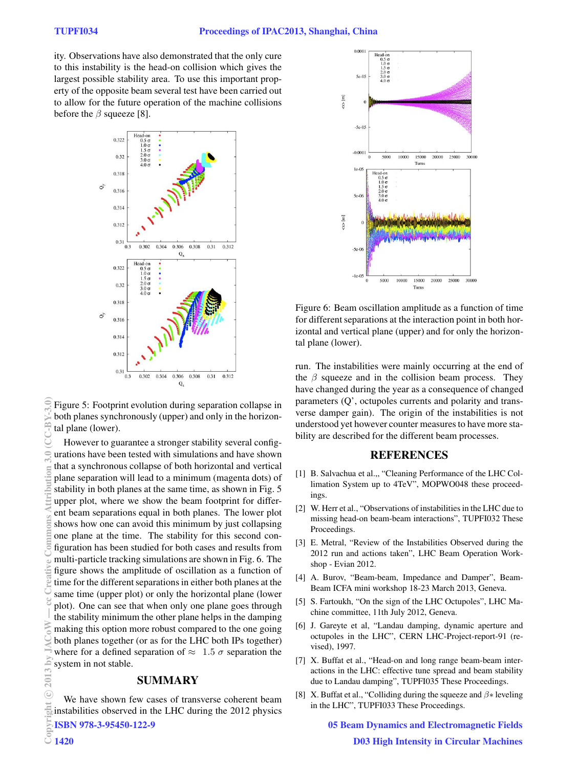ity. Observations have also demonstrated that the only cure to this instability is the head-on collision which gives the largest possible stability area. To use this important property of the opposite beam several test have been carried out to allow for the future operation of the machine collisions before the $\beta$ squeeze [8].

Head-on
0.5 σ
1.0 σ
1.5 σ
2.0 σ
3.0 σ
4.0 σ

Qy
Qx

Figure 5: Footprint evolution during separation collapse in both planes synchronously (upper) and only in the horizontal plane (lower).

However to guarantee a stronger stability several configurations have been tested with simulations and have shown that a synchronous collapse of both horizontal and vertical plane separation will lead to a minimum (magenta dots) of stability in both planes at the same time, as shown in Fig. 5 upper plot, where we show the beam footprint for different beam separations equal in both planes. The lower plot shows how one can avoid this minimum by just collapsing one plane at the time. The stability for this second configuration has been studied for both cases and results from multi-particle tracking simulations are shown in Fig. 6. The figure shows the amplitude of oscillation as a function of time for the different separations in either both planes at the same time (upper plot) or only the horizontal plane (lower plot). One can see that when only one plane goes through the stability minimum the other plane helps in the damping making this option more robust compared to the one going both planes together (or as for the LHC both IPs together) where for a defined separation of $\approx$ 1.5 $\sigma$ separation the system in not stable.

## SUMMARY

We have shown few cases of transverse coherent beam instabilities observed in the LHC during the 2012 physics run. The instabilities were mainly occurring at the end of the $\beta$ squeeze and in the collision beam process. They have changed during the year as a consequence of changed parameters (Q', octupoles currents and polarity and transverse damper gain). The origin of the instabilities is not understood yet however counter measures to have more stability are described for the different beam processes.

Head-on
0.5 σ
1.0 σ
1.5 σ
2.0 σ
3.0 σ
4.0 σ

<x> [m]
Turns

Figure 6: Beam oscillation amplitude as a function of time for different separations at the interaction point in both horizontal and vertical plane (upper) and for only the horizontal plane (lower).

## REFERENCES

[1] B. Salvachua et al.,, "Cleaning Performance of the LHC Collimation System up to 4TeV", MOPWO048 these proceedings.

[2] W. Herr et al., "Observations of instabilities in the LHC due to missing head-on beam-beam interactions", TUPFI032 These Proceedings.

[3] E. Metral, "Review of the Instabilities Observed during the 2012 run and actions taken", LHC Beam Operation Workshop - Evian 2012.

[4] A. Burov, "Beam-beam, Impedance and Damper", Beam-Beam ICFA mini workshop 18-23 March 2013, Geneva.

[5] S. Fartoukh, "On the sign of the LHC Octupoles", LHC Machine committee, 11th July 2012, Geneva.

[6] J. Gareyte et al, "Landau damping, dynamic aperture and octupoles in the LHC", CERN LHC-Project-report-91 (revised), 1997.

[7] X. Buffat et al., "Head-on and long range beam-beam interactions in the LHC: effective tune spread and beam stability due to Landau damping", TUPFI035 These Proceedings.

[8] X. Buffat et al., "Colliding during the squeeze and $\beta *$ leveling in the LHC", TUPFI033 These Proceedings.